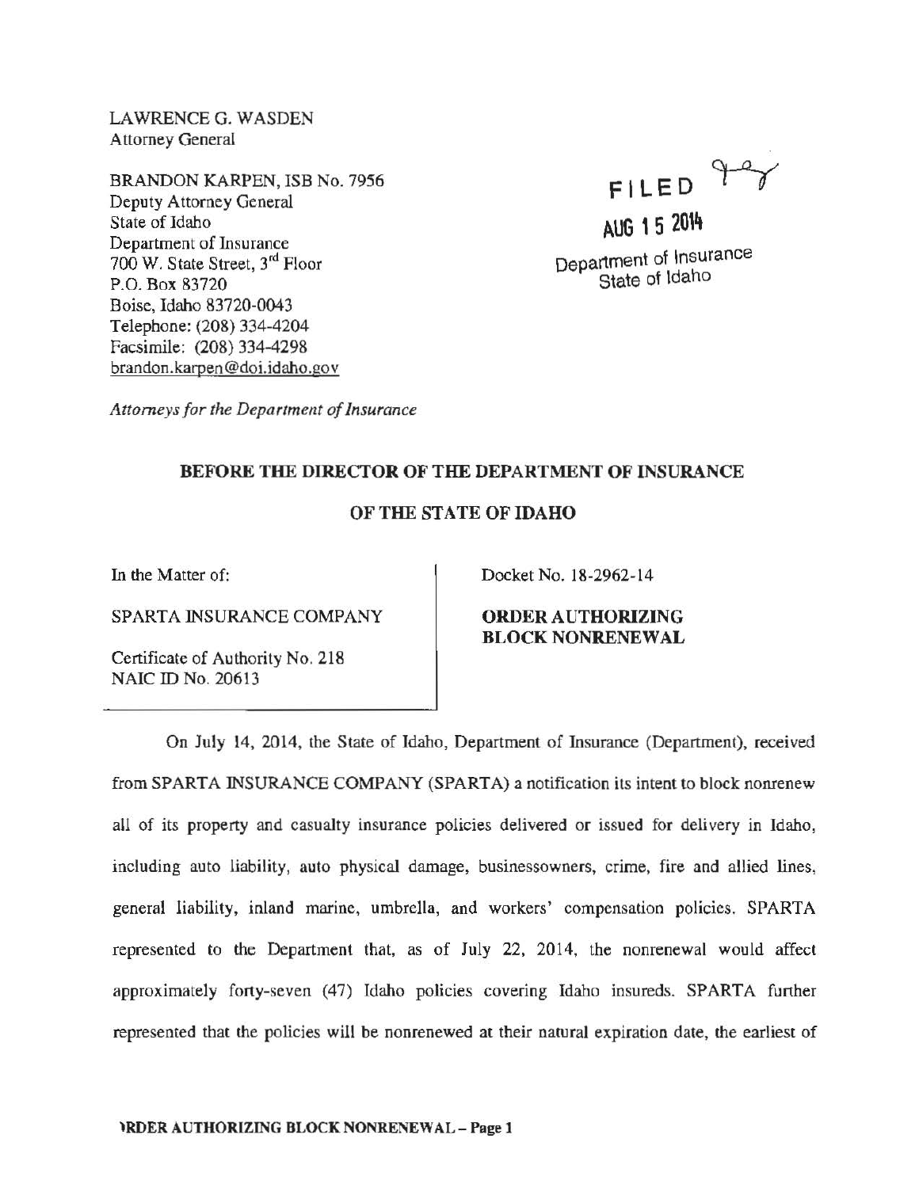LAWRENCE G. WASDEN
Attorney General

BRANDON KARPEN, ISB No. 7956
Deputy Attorney General
State of Idaho
Department of Insurance
700 W. State Street, 3rd Floor
P.O. Box 83720
Boise, Idaho 83720-0043
Telephone: (208) 334-4204
Facsimile: (208) 334-4298
brandon.karpen@doi.idaho.gov

*Attorneys for the Department of Insurance*

FILED
AUG 15 2014
Department of Insurance
State of Idaho

**BEFORE THE DIRECTOR OF THE DEPARTMENT OF INSURANCE**

**OF THE STATE OF IDAHO**

In the Matter of:

SPARTA INSURANCE COMPANY

Certificate of Authority No. 218
NAIC ID No. 20613

Docket No. 18-2962-14

**ORDER AUTHORIZING BLOCK NONRENEWAL**

On July 14, 2014, the State of Idaho, Department of Insurance (Department), received from SPARTA INSURANCE COMPANY (SPARTA) a notification its intent to block nonrenew all of its property and casualty insurance policies delivered or issued for delivery in Idaho, including auto liability, auto physical damage, businessowners, crime, fire and allied lines, general liability, inland marine, umbrella, and workers' compensation policies. SPARTA represented to the Department that, as of July 22, 2014, the nonrenewal would affect approximately forty-seven (47) Idaho policies covering Idaho insureds. SPARTA further represented that the policies will be nonrenewed at their natural expiration date, the earliest of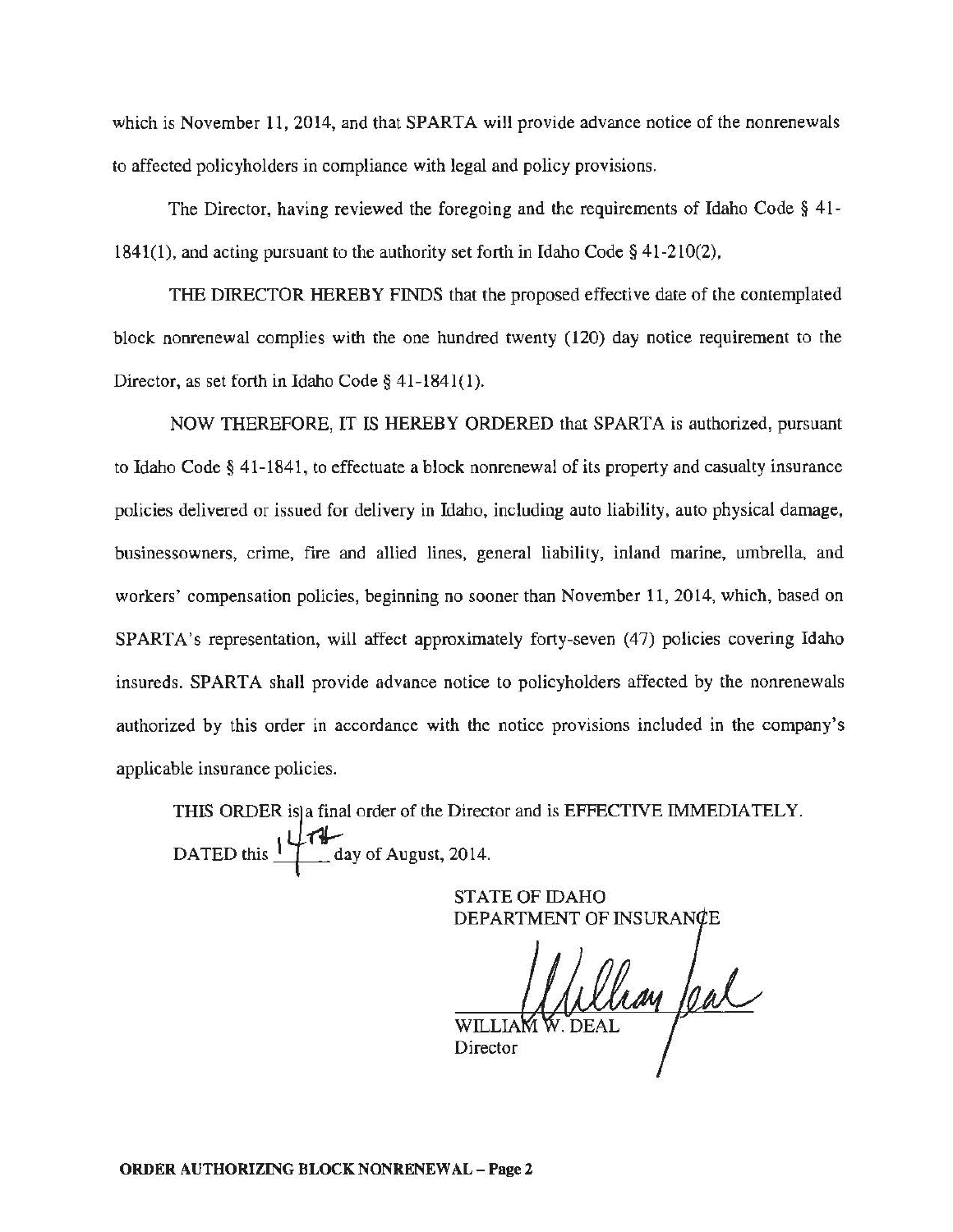which is November 11, 2014, and that SPARTA will provide advance notice of the nonrenewals to affected policyholders in compliance with legal and policy provisions.

The Director, having reviewed the foregoing and the requirements of Idaho Code § 41-1841(1), and acting pursuant to the authority set forth in Idaho Code § 41-210(2),

THE DIRECTOR HEREBY FINDS that the proposed effective date of the contemplated block nonrenewal complies with the one hundred twenty (120) day notice requirement to the Director, as set forth in Idaho Code § 41-1841(1).

NOW THEREFORE, IT IS HEREBY ORDERED that SPARTA is authorized, pursuant to Idaho Code § 41-1841, to effectuate a block nonrenewal of its property and casualty insurance policies delivered or issued for delivery in Idaho, including auto liability, auto physical damage, businessowners, crime, fire and allied lines, general liability, inland marine, umbrella, and workers' compensation policies, beginning no sooner than November 11, 2014, which, based on SPARTA's representation, will affect approximately forty-seven (47) policies covering Idaho insureds. SPARTA shall provide advance notice to policyholders affected by the nonrenewals authorized by this order in accordance with the notice provisions included in the company's applicable insurance policies.

THIS ORDER is a final order of the Director and is EFFECTIVE IMMEDIATELY.

DATED this 14th day of August, 2014.

STATE OF IDAHO
DEPARTMENT OF INSURANCE

WILLIAM W. DEAL
Director

**ORDER AUTHORIZING BLOCK NONRENEWAL – Page 2**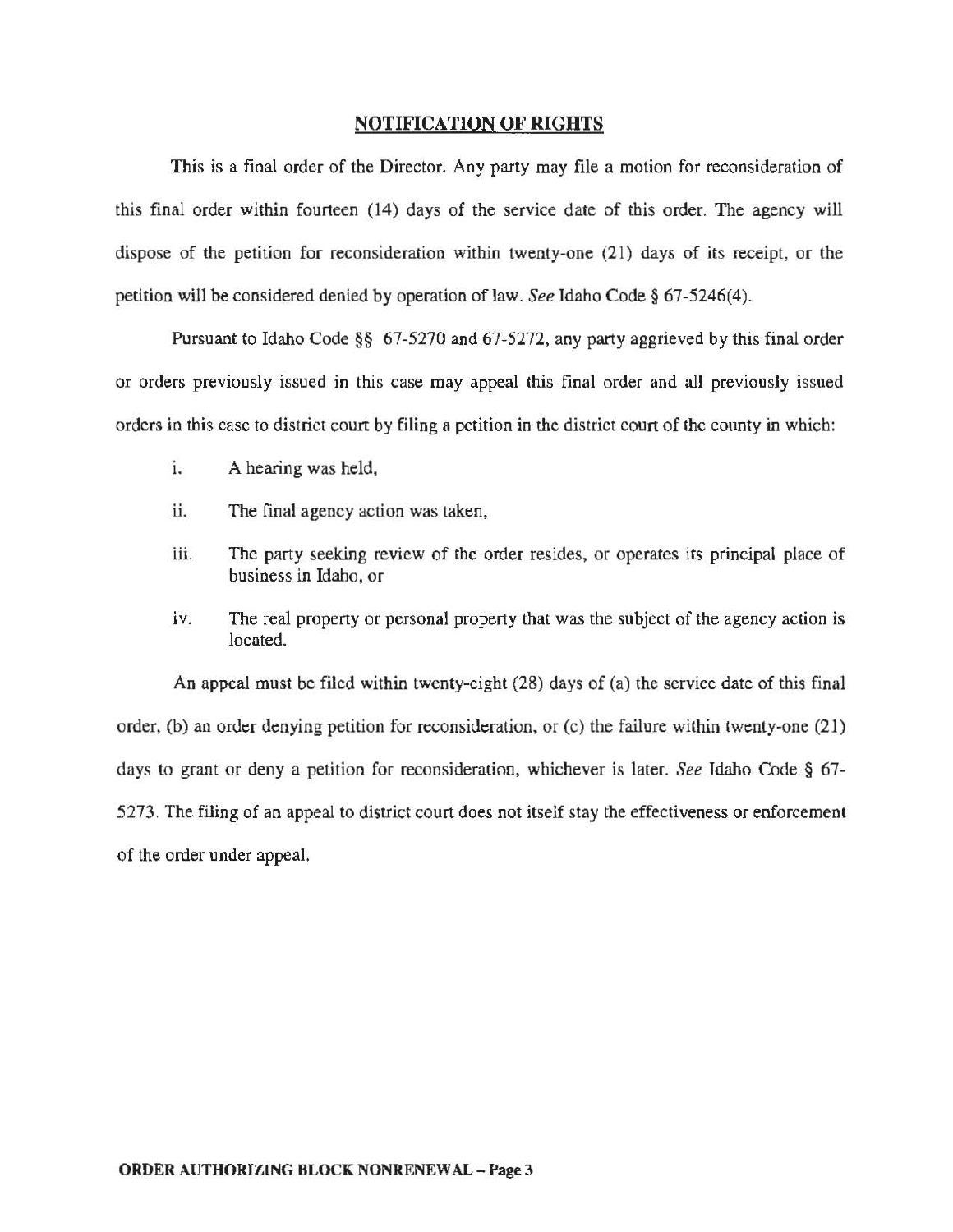## NOTIFICATION OF RIGHTS

This is a final order of the Director. Any party may file a motion for reconsideration of this final order within fourteen (14) days of the service date of this order. The agency will dispose of the petition for reconsideration within twenty-one (21) days of its receipt, or the petition will be considered denied by operation of law. *See* Idaho Code § 67-5246(4).

Pursuant to Idaho Code §§ 67-5270 and 67-5272, any party aggrieved by this final order or orders previously issued in this case may appeal this final order and all previously issued orders in this case to district court by filing a petition in the district court of the county in which:

i. A hearing was held,

ii. The final agency action was taken,

iii. The party seeking review of the order resides, or operates its principal place of business in Idaho, or

iv. The real property or personal property that was the subject of the agency action is located.

An appeal must be filed within twenty-eight (28) days of (a) the service date of this final order, (b) an order denying petition for reconsideration, or (c) the failure within twenty-one (21) days to grant or deny a petition for reconsideration, whichever is later. *See* Idaho Code § 67-5273. The filing of an appeal to district court does not itself stay the effectiveness or enforcement of the order under appeal.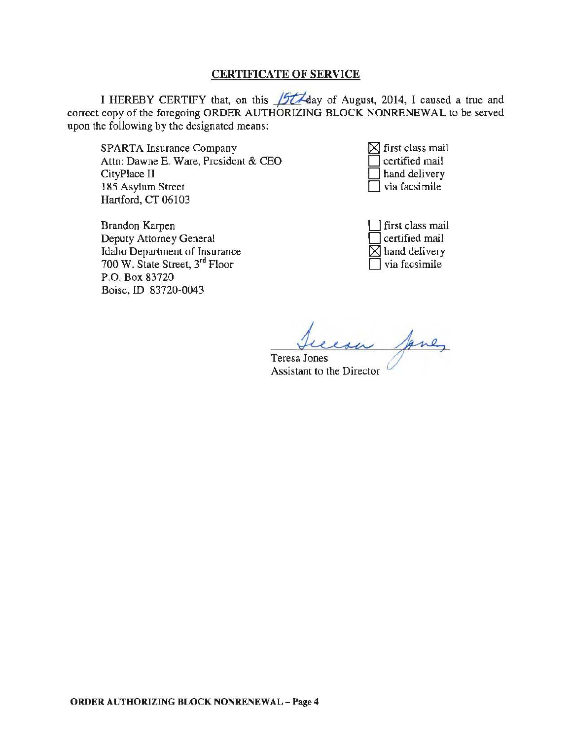## CERTIFICATE OF SERVICE

I HEREBY CERTIFY that, on this 15th day of August, 2014, I caused a true and correct copy of the foregoing ORDER AUTHORIZING BLOCK NONRENEWAL to be served upon the following by the designated means:

| | |
|---|---|
| SPARTA Insurance Company<br>Attn: Dawne E. Ware, President & CEO<br>CityPlace II<br>185 Asylum Street<br>Hartford, CT 06103 | ☒ first class mail<br>☐ certified mail<br>☐ hand delivery<br>☐ via facsimile |
| Brandon Karpen<br>Deputy Attorney General<br>Idaho Department of Insurance<br>700 W. State Street, 3rd Floor<br>P.O. Box 83720<br>Boise, ID 83720-0043 | ☐ first class mail<br>☐ certified mail<br>☒ hand delivery<br>☐ via facsimile |

Teresa Jones
Assistant to the Director

**ORDER AUTHORIZING BLOCK NONRENEWAL – Page 4**